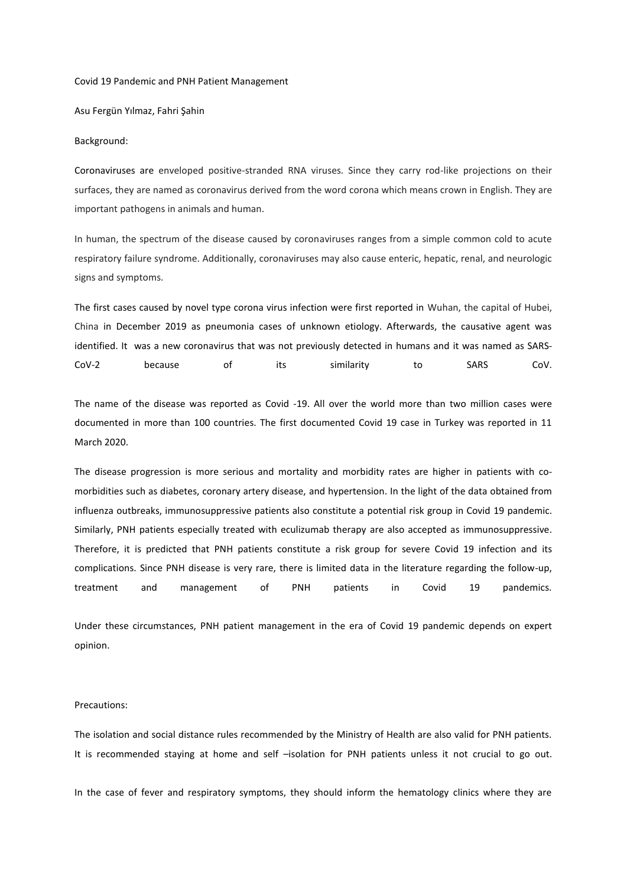# Covid 19 Pandemic and PNH Patient Management

Asu Fergün Yılmaz, Fahri Şahin

## Background:

Coronaviruses are enveloped positive-stranded RNA viruses. Since they carry rod-like projections on their surfaces, they are named as coronavirus derived from the word corona which means crown in English. They are important pathogens in animals and human.

In human, the spectrum of the disease caused by coronaviruses ranges from a simple common cold to acute respiratory failure syndrome. Additionally, coronaviruses may also cause enteric, hepatic, renal, and neurologic signs and symptoms.

The first cases caused by novel type corona virus infection were first reported in Wuhan, the capital of Hubei, China in December 2019 as pneumonia cases of unknown etiology. Afterwards, the causative agent was identified. It was a new coronavirus that was not previously detected in humans and it was named as SARS-CoV-2 because of its similarity to SARS CoV.

The name of the disease was reported as Covid -19. All over the world more than two million cases were documented in more than 100 countries. The first documented Covid 19 case in Turkey was reported in 11 March 2020.

The disease progression is more serious and mortality and morbidity rates are higher in patients with co-morbidities such as diabetes, coronary artery disease, and hypertension. In the light of the data obtained from influenza outbreaks, immunosuppressive patients also constitute a potential risk group in Covid 19 pandemic. Similarly, PNH patients especially treated with eculizumab therapy are also accepted as immunosuppressive. Therefore, it is predicted that PNH patients constitute a risk group for severe Covid 19 infection and its complications. Since PNH disease is very rare, there is limited data in the literature regarding the follow-up, treatment and management of PNH patients in Covid 19 pandemics.

Under these circumstances, PNH patient management in the era of Covid 19 pandemic depends on expert opinion.

## Precautions:

The isolation and social distance rules recommended by the Ministry of Health are also valid for PNH patients. It is recommended staying at home and self –isolation for PNH patients unless it not crucial to go out.

In the case of fever and respiratory symptoms, they should inform the hematology clinics where they are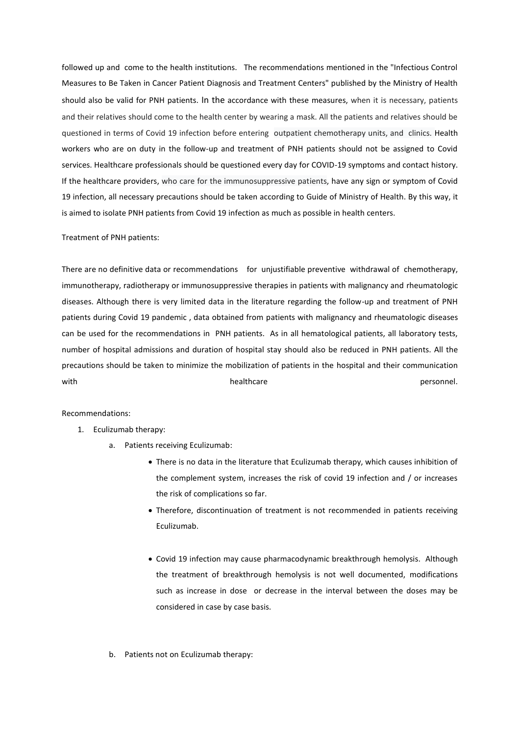followed up and come to the health institutions. The recommendations mentioned in the "Infectious Control Measures to Be Taken in Cancer Patient Diagnosis and Treatment Centers" published by the Ministry of Health should also be valid for PNH patients. In the accordance with these measures, when it is necessary, patients and their relatives should come to the health center by wearing a mask. All the patients and relatives should be questioned in terms of Covid 19 infection before entering outpatient chemotherapy units, and clinics. Health workers who are on duty in the follow-up and treatment of PNH patients should not be assigned to Covid services. Healthcare professionals should be questioned every day for COVID-19 symptoms and contact history. If the healthcare providers, who care for the immunosuppressive patients, have any sign or symptom of Covid 19 infection, all necessary precautions should be taken according to Guide of Ministry of Health. By this way, it is aimed to isolate PNH patients from Covid 19 infection as much as possible in health centers.

Treatment of PNH patients:

There are no definitive data or recommendations for unjustifiable preventive withdrawal of chemotherapy, immunotherapy, radiotherapy or immunosuppressive therapies in patients with malignancy and rheumatologic diseases. Although there is very limited data in the literature regarding the follow-up and treatment of PNH patients during Covid 19 pandemic , data obtained from patients with malignancy and rheumatologic diseases can be used for the recommendations in PNH patients. As in all hematological patients, all laboratory tests, number of hospital admissions and duration of hospital stay should also be reduced in PNH patients. All the precautions should be taken to minimize the mobilization of patients in the hospital and their communication with healthcare personnel.

Recommendations:

1. Eculizumab therapy:
    a. Patients receiving Eculizumab:
        - There is no data in the literature that Eculizumab therapy, which causes inhibition of the complement system, increases the risk of covid 19 infection and / or increases the risk of complications so far.
        - Therefore, discontinuation of treatment is not recommended in patients receiving Eculizumab.
        - Covid 19 infection may cause pharmacodynamic breakthrough hemolysis. Although the treatment of breakthrough hemolysis is not well documented, modifications such as increase in dose or decrease in the interval between the doses may be considered in case by case basis.
    b. Patients not on Eculizumab therapy: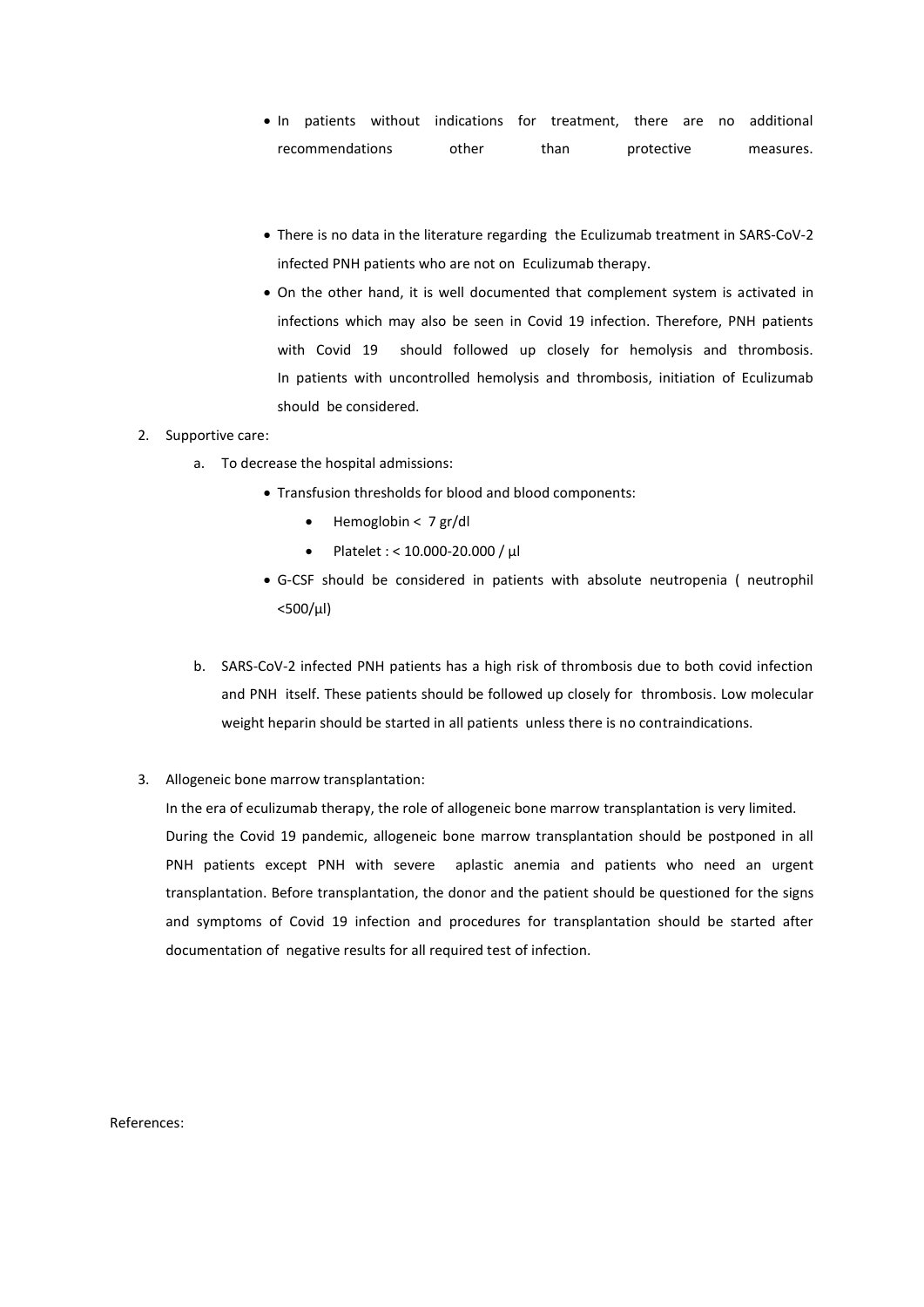- In patients without indications for treatment, there are no additional recommendations other than protective measures.

- There is no data in the literature regarding the Eculizumab treatment in SARS-CoV-2 infected PNH patients who are not on Eculizumab therapy.
- On the other hand, it is well documented that complement system is activated in infections which may also be seen in Covid 19 infection. Therefore, PNH patients with Covid 19 should followed up closely for hemolysis and thrombosis. In patients with uncontrolled hemolysis and thrombosis, initiation of Eculizumab should be considered.

2. Supportive care:
   a. To decrease the hospital admissions:
      - Transfusion thresholds for blood and blood components:
        - Hemoglobin < 7 gr/dl
        - Platelet : < 10.000-20.000 / µl
      - G-CSF should be considered in patients with absolute neutropenia ( neutrophil <500/µl)

   b. SARS-CoV-2 infected PNH patients has a high risk of thrombosis due to both covid infection and PNH itself. These patients should be followed up closely for thrombosis. Low molecular weight heparin should be started in all patients unless there is no contraindications.

3. Allogeneic bone marrow transplantation:

   In the era of eculizumab therapy, the role of allogeneic bone marrow transplantation is very limited. During the Covid 19 pandemic, allogeneic bone marrow transplantation should be postponed in all PNH patients except PNH with severe aplastic anemia and patients who need an urgent transplantation. Before transplantation, the donor and the patient should be questioned for the signs and symptoms of Covid 19 infection and procedures for transplantation should be started after documentation of negative results for all required test of infection.

References: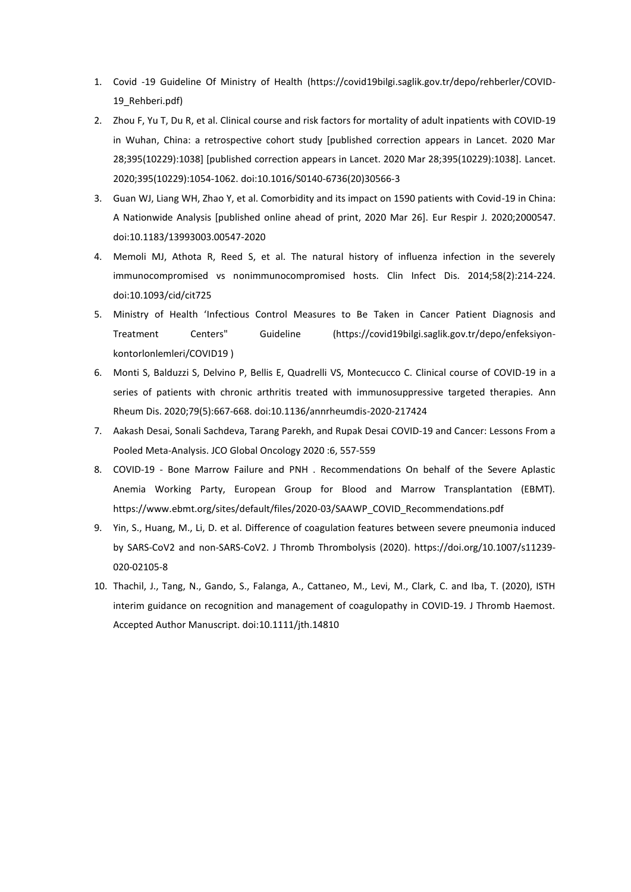1. Covid -19 Guideline Of Ministry of Health (https://covid19bilgi.saglik.gov.tr/depo/rehberler/COVID-19_Rehberi.pdf)
2. Zhou F, Yu T, Du R, et al. Clinical course and risk factors for mortality of adult inpatients with COVID-19 in Wuhan, China: a retrospective cohort study [published correction appears in Lancet. 2020 Mar 28;395(10229):1038] [published correction appears in Lancet. 2020 Mar 28;395(10229):1038]. Lancet. 2020;395(10229):1054-1062. doi:10.1016/S0140-6736(20)30566-3
3. Guan WJ, Liang WH, Zhao Y, et al. Comorbidity and its impact on 1590 patients with Covid-19 in China: A Nationwide Analysis [published online ahead of print, 2020 Mar 26]. Eur Respir J. 2020;2000547. doi:10.1183/13993003.00547-2020
4. Memoli MJ, Athota R, Reed S, et al. The natural history of influenza infection in the severely immunocompromised vs nonimmunocompromised hosts. Clin Infect Dis. 2014;58(2):214-224. doi:10.1093/cid/cit725
5. Ministry of Health 'Infectious Control Measures to Be Taken in Cancer Patient Diagnosis and Treatment Centers" Guideline (https://covid19bilgi.saglik.gov.tr/depo/enfeksiyon-kontorlonlemleri/COVID19 )
6. Monti S, Balduzzi S, Delvino P, Bellis E, Quadrelli VS, Montecucco C. Clinical course of COVID-19 in a series of patients with chronic arthritis treated with immunosuppressive targeted therapies. Ann Rheum Dis. 2020;79(5):667-668. doi:10.1136/annrheumdis-2020-217424
7. Aakash Desai, Sonali Sachdeva, Tarang Parekh, and Rupak Desai COVID-19 and Cancer: Lessons From a Pooled Meta-Analysis. JCO Global Oncology 2020 :6, 557-559
8. COVID-19 - Bone Marrow Failure and PNH . Recommendations On behalf of the Severe Aplastic Anemia Working Party, European Group for Blood and Marrow Transplantation (EBMT). https://www.ebmt.org/sites/default/files/2020-03/SAAWP_COVID_Recommendations.pdf
9. Yin, S., Huang, M., Li, D. et al. Difference of coagulation features between severe pneumonia induced by SARS-CoV2 and non-SARS-CoV2. J Thromb Thrombolysis (2020). https://doi.org/10.1007/s11239-020-02105-8
10. Thachil, J., Tang, N., Gando, S., Falanga, A., Cattaneo, M., Levi, M., Clark, C. and Iba, T. (2020), ISTH interim guidance on recognition and management of coagulopathy in COVID-19. J Thromb Haemost. Accepted Author Manuscript. doi:10.1111/jth.14810